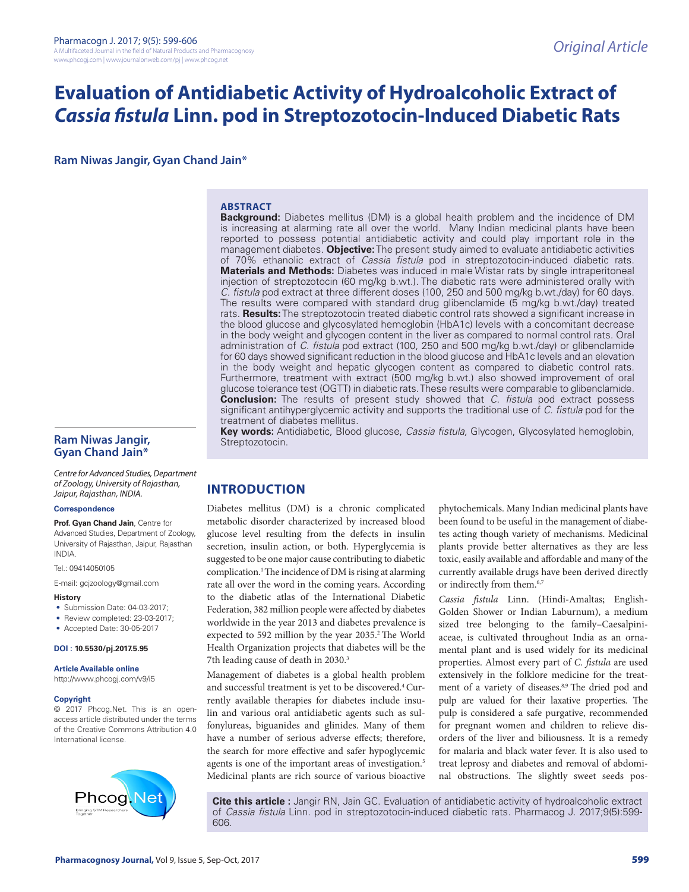Original Article

# Evaluation of Antidiabetic Activity of Hydroalcoholic Extract of *Cassia fistula* Linn. pod in Streptozotocin-Induced Diabetic Rats

**Ram Niwas Jangir, Gyan Chand Jain***

## ABSTRACT

**Background:** Diabetes mellitus (DM) is a global health problem and the incidence of DM is increasing at alarming rate all over the world. Many Indian medicinal plants have been reported to possess potential antidiabetic activity and could play important role in the management diabetes. **Objective:** The present study aimed to evaluate antidiabetic activities of 70% ethanolic extract of *Cassia fistula* pod in streptozotocin-induced diabetic rats. **Materials and Methods:** Diabetes was induced in male Wistar rats by single intraperitoneal injection of streptozotocin (60 mg/kg b.wt.). The diabetic rats were administered orally with *C. fistula* pod extract at three different doses (100, 250 and 500 mg/kg b.wt./day) for 60 days. The results were compared with standard drug glibenclamide (5 mg/kg b.wt./day) treated rats. **Results:** The streptozotocin treated diabetic control rats showed a significant increase in the blood glucose and glycosylated hemoglobin (HbA1c) levels with a concomitant decrease in the body weight and glycogen content in the liver as compared to normal control rats. Oral administration of *C. fistula* pod extract (100, 250 and 500 mg/kg b.wt./day) or glibenclamide for 60 days showed significant reduction in the blood glucose and HbA1c levels and an elevation in the body weight and hepatic glycogen content as compared to diabetic control rats. Furthermore, treatment with extract (500 mg/kg b.wt.) also showed improvement of oral glucose tolerance test (OGTT) in diabetic rats. These results were comparable to glibenclamide. **Conclusion:** The results of present study showed that *C. fistula* pod extract possess significant antihyperglycemic activity and supports the traditional use of *C. fistula* pod for the treatment of diabetes mellitus.

**Key words:** Antidiabetic, Blood glucose, *Cassia fistula*, Glycogen, Glycosylated hemoglobin, Streptozotocin.

**Ram Niwas Jangir, Gyan Chand Jain***

*Centre for Advanced Studies, Department of Zoology, University of Rajasthan, Jaipur, Rajasthan, INDIA.*

**Correspondence**

**Prof. Gyan Chand Jain**, Centre for Advanced Studies, Department of Zoology, University of Rajasthan, Jaipur, Rajasthan INDIA.

Tel.: 09414050105

E-mail: gcjzoology@gmail.com

**History**

- Submission Date: 04-03-2017;
- Review completed: 23-03-2017;
- Accepted Date: 30-05-2017

**DOI : 10.5530/pj.2017.5.95**

**Article Available online**

http://www.phcogj.com/v9/i5

**Copyright**

© 2017 Phcog.Net. This is an open-access article distributed under the terms of the Creative Commons Attribution 4.0 International license.

## INTRODUCTION

Diabetes mellitus (DM) is a chronic complicated metabolic disorder characterized by increased blood glucose level resulting from the defects in insulin secretion, insulin action, or both. Hyperglycemia is suggested to be one major cause contributing to diabetic complication.[1] The incidence of DM is rising at alarming rate all over the word in the coming years. According to the diabetic atlas of the International Diabetic Federation, 382 million people were affected by diabetes worldwide in the year 2013 and diabetes prevalence is expected to 592 million by the year 2035.[2] The World Health Organization projects that diabetes will be the 7th leading cause of death in 2030.[3]

Management of diabetes is a global health problem and successful treatment is yet to be discovered.[4] Currently available therapies for diabetes include insulin and various oral antidiabetic agents such as sulfonylureas, biguanides and glinides. Many of them have a number of serious adverse effects; therefore, the search for more effective and safer hypoglycemic agents is one of the important areas of investigation.[5] Medicinal plants are rich source of various bioactive phytochemicals. Many Indian medicinal plants have been found to be useful in the management of diabetes acting though variety of mechanisms. Medicinal plants provide better alternatives as they are less toxic, easily available and affordable and many of the currently available drugs have been derived directly or indirectly from them.[6,7]

*Cassia fistula* Linn. (Hindi-Amaltas; English-Golden Shower or Indian Laburnum), a medium sized tree belonging to the family–Caesalpiniaceae, is cultivated throughout India as an ornamental plant and is used widely for its medicinal properties. Almost every part of *C. fistula* are used extensively in the folklore medicine for the treatment of a variety of diseases.[8,9] The dried pod and pulp are valued for their laxative properties. The pulp is considered a safe purgative, recommended for pregnant women and children to relieve disorders of the liver and biliousness. It is a remedy for malaria and black water fever. It is also used to treat leprosy and diabetes and removal of abdominal obstructions. The slightly sweet seeds pos-

**Cite this article :** Jangir RN, Jain GC. Evaluation of antidiabetic activity of hydroalcoholic extract of *Cassia fistula* Linn. pod in streptozotocin-induced diabetic rats. Pharmacog J. 2017;9(5):599-606.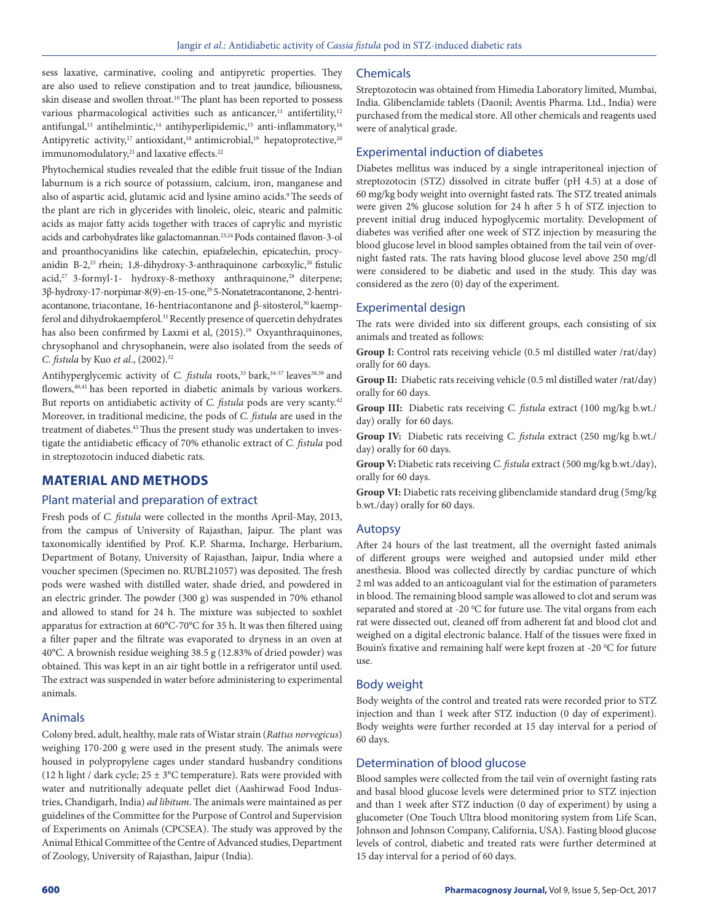sess laxative, carminative, cooling and antipyretic properties. They are also used to relieve constipation and to treat jaundice, biliousness, skin disease and swollen throat.[10] The plant has been reported to possess various pharmacological activities such as anticancer,[11] antifertility,[12] antifungal,[13] antihelmintic,[14] antihyperlipidemic,[15] anti-inflammatory,[16] Antipyretic activity,[17] antioxidant,[18] antimicrobial,[19] hepatoprotective,[20] immunomodulatory,[21] and laxative effects.[22]

Phytochemical studies revealed that the edible fruit tissue of the Indian laburnum is a rich source of potassium, calcium, iron, manganese and also of aspartic acid, glutamic acid and lysine amino acids.[9] The seeds of the plant are rich in glycerides with linoleic, oleic, stearic and palmitic acids as major fatty acids together with traces of caprylic and myristic acids and carbohydrates like galactomannan.[23,24] Pods contained flavon-3-ol and proanthocyanidins like catechin, epiafzelechin, epicatechin, procyanidin B-2,[25] rhein; 1,8-dihydroxy-3-anthraquinone carboxylic,[26] fistulic acid,[27] 3-formyl-1- hydroxy-8-methoxy anthraquinone,[28] diterpene; 3β-hydroxy-17-norpimar-8(9)-en-15-one,[29] 5-Nonatetracontanone, 2-hentriacontanone, triacontane, 16-hentriacontanone and β-sitosterol,[30] kaempferol and dihydrokaempferol.[31] Recently presence of quercetin dehydrates has also been confirmed by Laxmi et al, (2015).[19] Oxyanthraquinones, chrysophanol and chrysophanein, were also isolated from the seeds of *C. fistula* by Kuo *et al*., (2002).[32]

Antihyperglycemic activity of *C. fistula* roots,[33] bark,[34-37] leaves[38,39] and flowers,[40,41] has been reported in diabetic animals by various workers. But reports on antidiabetic activity of *C. fistula* pods are very scanty.[42] Moreover, in traditional medicine, the pods of *C. fistula* are used in the treatment of diabetes.[43] Thus the present study was undertaken to investigate the antidiabetic efficacy of 70% ethanolic extract of *C. fistula* pod in streptozotocin induced diabetic rats.

## MATERIAL AND METHODS

### Plant material and preparation of extract

Fresh pods of *C. fistula* were collected in the months April-May, 2013, from the campus of University of Rajasthan, Jaipur. The plant was taxonomically identified by Prof. K.P. Sharma, Incharge, Herbarium, Department of Botany, University of Rajasthan, Jaipur, India where a voucher specimen (Specimen no. RUBL21057) was deposited. The fresh pods were washed with distilled water, shade dried, and powdered in an electric grinder. The powder (300 g) was suspended in 70% ethanol and allowed to stand for 24 h. The mixture was subjected to soxhlet apparatus for extraction at 60°C-70°C for 35 h. It was then filtered using a filter paper and the filtrate was evaporated to dryness in an oven at 40°C. A brownish residue weighing 38.5 g (12.83% of dried powder) was obtained. This was kept in an air tight bottle in a refrigerator until used. The extract was suspended in water before administering to experimental animals.

### Animals

Colony bred, adult, healthy, male rats of Wistar strain (*Rattus norvegicus*) weighing 170-200 g were used in the present study. The animals were housed in polypropylene cages under standard husbandry conditions (12 h light / dark cycle; 25 ± 3°C temperature). Rats were provided with water and nutritionally adequate pellet diet (Aashirwad Food Industries, Chandigarh, India) *ad libitum*. The animals were maintained as per guidelines of the Committee for the Purpose of Control and Supervision of Experiments on Animals (CPCSEA). The study was approved by the Animal Ethical Committee of the Centre of Advanced studies, Department of Zoology, University of Rajasthan, Jaipur (India).

### Chemicals

Streptozotocin was obtained from Himedia Laboratory limited, Mumbai, India. Glibenclamide tablets (Daonil; Aventis Pharma. Ltd., India) were purchased from the medical store. All other chemicals and reagents used were of analytical grade.

### Experimental induction of diabetes

Diabetes mellitus was induced by a single intraperitoneal injection of streptozotocin (STZ) dissolved in citrate buffer (pH 4.5) at a dose of 60 mg/kg body weight into overnight fasted rats. The STZ treated animals were given 2% glucose solution for 24 h after 5 h of STZ injection to prevent initial drug induced hypoglycemic mortality. Development of diabetes was verified after one week of STZ injection by measuring the blood glucose level in blood samples obtained from the tail vein of overnight fasted rats. The rats having blood glucose level above 250 mg/dl were considered to be diabetic and used in the study. This day was considered as the zero (0) day of the experiment.

### Experimental design

The rats were divided into six different groups, each consisting of six animals and treated as follows:

**Group I:** Control rats receiving vehicle (0.5 ml distilled water /rat/day) orally for 60 days.

**Group II:** Diabetic rats receiving vehicle (0.5 ml distilled water /rat/day) orally for 60 days.

**Group III:** Diabetic rats receiving *C. fistula* extract (100 mg/kg b.wt./day) orally for 60 days.

**Group IV:** Diabetic rats receiving *C. fistula* extract (250 mg/kg b.wt./day) orally for 60 days.

**Group V:** Diabetic rats receiving *C. fistula* extract (500 mg/kg b.wt./day), orally for 60 days.

**Group VI:** Diabetic rats receiving glibenclamide standard drug (5mg/kg b.wt./day) orally for 60 days.

### Autopsy

After 24 hours of the last treatment, all the overnight fasted animals of different groups were weighed and autopsied under mild ether anesthesia. Blood was collected directly by cardiac puncture of which 2 ml was added to an anticoagulant vial for the estimation of parameters in blood. The remaining blood sample was allowed to clot and serum was separated and stored at -20 °C for future use. The vital organs from each rat were dissected out, cleaned off from adherent fat and blood clot and weighed on a digital electronic balance. Half of the tissues were fixed in Bouin's fixative and remaining half were kept frozen at -20 °C for future use.

### Body weight

Body weights of the control and treated rats were recorded prior to STZ injection and than 1 week after STZ induction (0 day of experiment). Body weights were further recorded at 15 day interval for a period of 60 days.

### Determination of blood glucose

Blood samples were collected from the tail vein of overnight fasting rats and basal blood glucose levels were determined prior to STZ injection and than 1 week after STZ induction (0 day of experiment) by using a glucometer (One Touch Ultra blood monitoring system from Life Scan, Johnson and Johnson Company, California, USA). Fasting blood glucose levels of control, diabetic and treated rats were further determined at 15 day interval for a period of 60 days.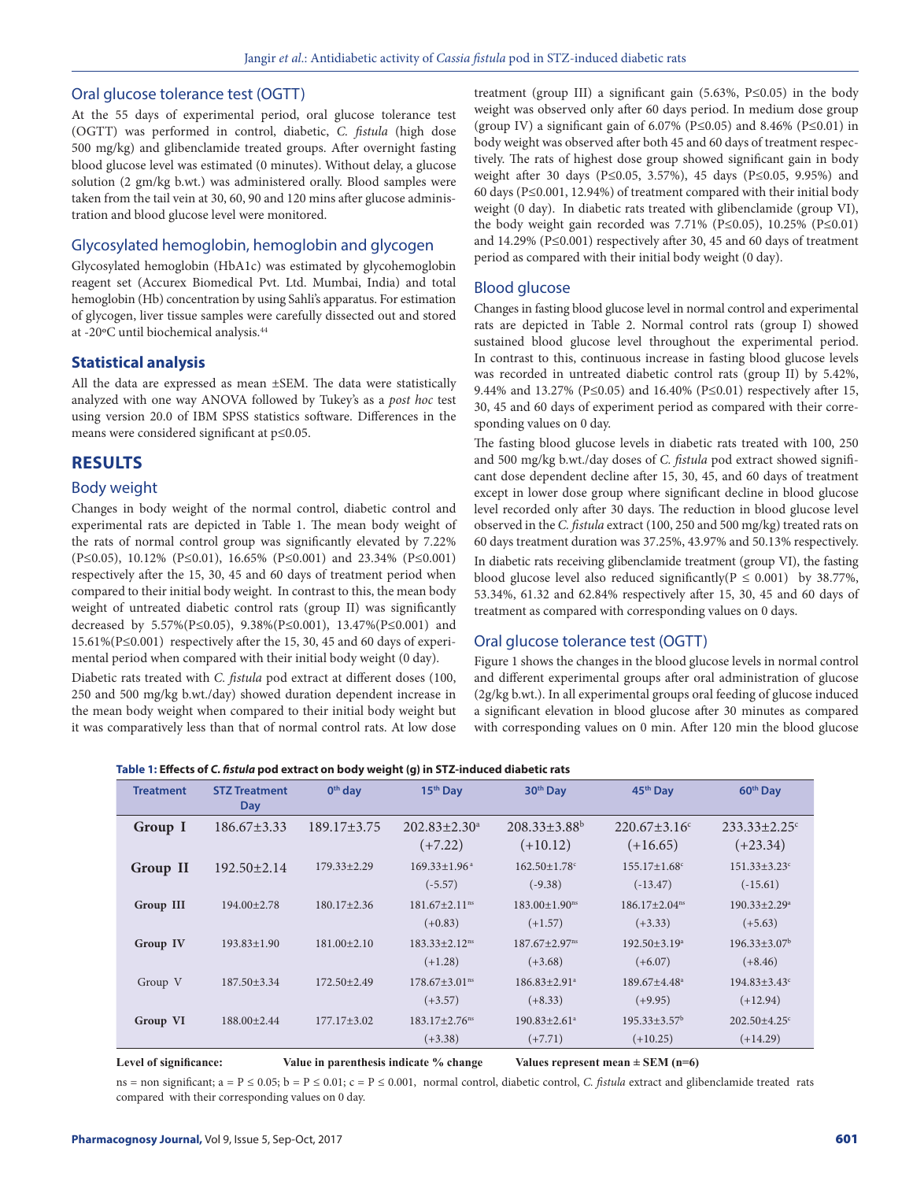## Oral glucose tolerance test (OGTT)

At the 55 days of experimental period, oral glucose tolerance test (OGTT) was performed in control, diabetic, *C. fistula* (high dose 500 mg/kg) and glibenclamide treated groups. After overnight fasting blood glucose level was estimated (0 minutes). Without delay, a glucose solution (2 gm/kg b.wt.) was administered orally. Blood samples were taken from the tail vein at 30, 60, 90 and 120 mins after glucose administration and blood glucose level were monitored.

## Glycosylated hemoglobin, hemoglobin and glycogen

Glycosylated hemoglobin (HbA1c) was estimated by glycohemoglobin reagent set (Accurex Biomedical Pvt. Ltd. Mumbai, India) and total hemoglobin (Hb) concentration by using Sahli's apparatus. For estimation of glycogen, liver tissue samples were carefully dissected out and stored at -20ºC until biochemical analysis.[44]

## Statistical analysis

All the data are expressed as mean ±SEM. The data were statistically analyzed with one way ANOVA followed by Tukey's as a *post hoc* test using version 20.0 of IBM SPSS statistics software. Differences in the means were considered significant at p≤0.05.

# RESULTS

## Body weight

Changes in body weight of the normal control, diabetic control and experimental rats are depicted in Table 1. The mean body weight of the rats of normal control group was significantly elevated by 7.22% (P≤0.05), 10.12% (P≤0.01), 16.65% (P≤0.001) and 23.34% (P≤0.001) respectively after the 15, 30, 45 and 60 days of treatment period when compared to their initial body weight. In contrast to this, the mean body weight of untreated diabetic control rats (group II) was significantly decreased by 5.57%(P≤0.05), 9.38%(P≤0.001), 13.47%(P≤0.001) and 15.61%(P≤0.001) respectively after the 15, 30, 45 and 60 days of experimental period when compared with their initial body weight (0 day).

Diabetic rats treated with *C. fistula* pod extract at different doses (100, 250 and 500 mg/kg b.wt./day) showed duration dependent increase in the mean body weight when compared to their initial body weight but it was comparatively less than that of normal control rats. At low dose treatment (group III) a significant gain (5.63%, P≤0.05) in the body weight was observed only after 60 days period. In medium dose group (group IV) a significant gain of 6.07% (P≤0.05) and 8.46% (P≤0.01) in body weight was observed after both 45 and 60 days of treatment respectively. The rats of highest dose group showed significant gain in body weight after 30 days (P≤0.05, 3.57%), 45 days (P≤0.05, 9.95%) and 60 days (P≤0.001, 12.94%) of treatment compared with their initial body weight (0 day). In diabetic rats treated with glibenclamide (group VI), the body weight gain recorded was 7.71% (P≤0.05), 10.25% (P≤0.01) and 14.29% (P≤0.001) respectively after 30, 45 and 60 days of treatment period as compared with their initial body weight (0 day).

## Blood glucose

Changes in fasting blood glucose level in normal control and experimental rats are depicted in Table 2. Normal control rats (group I) showed sustained blood glucose level throughout the experimental period. In contrast to this, continuous increase in fasting blood glucose levels was recorded in untreated diabetic control rats (group II) by 5.42%, 9.44% and 13.27% (P≤0.05) and 16.40% (P≤0.01) respectively after 15, 30, 45 and 60 days of experiment period as compared with their corresponding values on 0 day.

The fasting blood glucose levels in diabetic rats treated with 100, 250 and 500 mg/kg b.wt./day doses of *C. fistula* pod extract showed significant dose dependent decline after 15, 30, 45, and 60 days of treatment except in lower dose group where significant decline in blood glucose level recorded only after 30 days. The reduction in blood glucose level observed in the *C. fistula* extract (100, 250 and 500 mg/kg) treated rats on 60 days treatment duration was 37.25%, 43.97% and 50.13% respectively.

In diabetic rats receiving glibenclamide treatment (group VI), the fasting blood glucose level also reduced significantly(P ≤ 0.001) by 38.77%, 53.34%, 61.32 and 62.84% respectively after 15, 30, 45 and 60 days of treatment as compared with corresponding values on 0 days.

## Oral glucose tolerance test (OGTT)

Figure 1 shows the changes in the blood glucose levels in normal control and different experimental groups after oral administration of glucose (2g/kg b.wt.). In all experimental groups oral feeding of glucose induced a significant elevation in blood glucose after 30 minutes as compared with corresponding values on 0 min. After 120 min the blood glucose

**Table 1: Effects of *C. fistula* pod extract on body weight (g) in STZ-induced diabetic rats**

| Treatment | STZ Treatment Day | 0th day | 15th Day | 30th Day | 45th Day | 60th Day |
|---|---|---|---|---|---|---|
| Group I | 186.67±3.33 | 189.17±3.75 | 202.83±2.30[a] (+7.22) | 208.33±3.88[b] (+10.12) | 220.67±3.16[c] (+16.65) | 233.33±2.25[c] (+23.34) |
| Group II | 192.50±2.14 | 179.33±2.29 | 169.33±1.96[a] (-5.57) | 162.50±1.78[c] (-9.38) | 155.17±1.68[c] (-13.47) | 151.33±3.23[c] (-15.61) |
| Group III | 194.00±2.78 | 180.17±2.36 | 181.67±2.11[ns] (+0.83) | 183.00±1.90[ns] (+1.57) | 186.17±2.04[ns] (+3.33) | 190.33±2.29[a] (+5.63) |
| Group IV | 193.83±1.90 | 181.00±2.10 | 183.33±2.12[ns] (+1.28) | 187.67±2.97[ns] (+3.68) | 192.50±3.19[a] (+6.07) | 196.33±3.07[b] (+8.46) |
| Group V | 187.50±3.34 | 172.50±2.49 | 178.67±3.01[ns] (+3.57) | 186.83±2.91[a] (+8.33) | 189.67±4.48[a] (+9.95) | 194.83±3.43[c] (+12.94) |
| Group VI | 188.00±2.44 | 177.17±3.02 | 183.17±2.76[ns] (+3.38) | 190.83±2.61[a] (+7.71) | 195.33±3.57[b] (+10.25) | 202.50±4.25[c] (+14.29) |

**Level of significance:** **Value in parenthesis indicate % change** **Values represent mean ± SEM (n=6)**

ns = non significant; a = P ≤ 0.05; b = P ≤ 0.01; c = P ≤ 0.001, normal control, diabetic control, *C. fistula* extract and glibenclamide treated rats compared with their corresponding values on 0 day.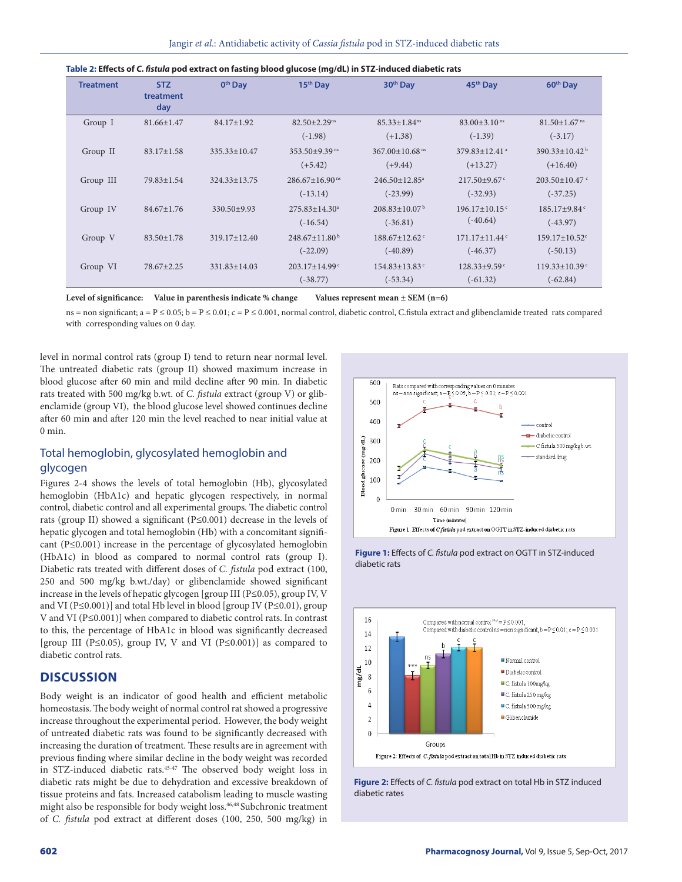**Table 2: Effects of *C. fistula* pod extract on fasting blood glucose (mg/dL) in STZ-induced diabetic rats**

| Treatment | STZ treatment day | 0th Day | 15th Day | 30th Day | 45th Day | 60th Day |
|---|---|---|---|---|---|---|
| Group I | 81.66±1.47 | 84.17±1.92 | 82.50±2.29[ns] (-1.98) | 85.33±1.84[ns] (+1.38) | 83.00±3.10[ns] (-1.39) | 81.50±1.67[ns] (-3.17) |
| Group II | 83.17±1.58 | 335.33±10.47 | 353.50±9.39[ns] (+5.42) | 367.00±10.68[ns] (+9.44) | 379.83±12.41[a] (+13.27) | 390.33±10.42[b] (+16.40) |
| Group III | 79.83±1.54 | 324.33±13.75 | 286.67±16.90[ns] (-13.14) | 246.50±12.85[a] (-23.99) | 217.50±9.67[c] (-32.93) | 203.50±10.47[c] (-37.25) |
| Group IV | 84.67±1.76 | 330.50±9.93 | 275.83±14.30[a] (-16.54) | 208.83±10.07[b] (-36.81) | 196.17±10.15[c] (-40.64) | 185.17±9.84[c] (-43.97) |
| Group V | 83.50±1.78 | 319.17±12.40 | 248.67±11.80[b] (-22.09) | 188.67±12.62[c] (-40.89) | 171.17±11.44[c] (-46.37) | 159.17±10.52[c] (-50.13) |
| Group VI | 78.67±2.25 | 331.83±14.03 | 203.17±14.99[c] (-38.77) | 154.83±13.83[c] (-53.34) | 128.33±9.59[c] (-61.32) | 119.33±10.39[c] (-62.84) |

**Level of significance:** **Value in parenthesis indicate % change** **Values represent mean ± SEM (n=6)**

ns = non significant; a = P ≤ 0.05; b = P ≤ 0.01; c = P ≤ 0.001, normal control, diabetic control, C.fistula extract and glibenclamide treated rats compared with corresponding values on 0 day.

level in normal control rats (group I) tend to return near normal level. The untreated diabetic rats (group II) showed maximum increase in blood glucose after 60 min and mild decline after 90 min. In diabetic rats treated with 500 mg/kg b.wt. of *C. fistula* extract (group V) or glibenclamide (group VI), the blood glucose level showed continues decline after 60 min and after 120 min the level reached to near initial value at 0 min.

## Total hemoglobin, glycosylated hemoglobin and glycogen

Figures 2-4 shows the levels of total hemoglobin (Hb), glycosylated hemoglobin (HbA1c) and hepatic glycogen respectively, in normal control, diabetic control and all experimental groups. The diabetic control rats (group II) showed a significant (P≤0.001) decrease in the levels of hepatic glycogen and total hemoglobin (Hb) with a concomitant significant (P≤0.001) increase in the percentage of glycosylated hemoglobin (HbA1c) in blood as compared to normal control rats (group I). Diabetic rats treated with different doses of *C. fistula* pod extract (100, 250 and 500 mg/kg b.wt./day) or glibenclamide showed significant increase in the levels of hepatic glycogen [group III (P≤0.05), group IV, V and VI (P≤0.001)] and total Hb level in blood [group IV (P≤0.01), group V and VI (P≤0.001)] when compared to diabetic control rats. In contrast to this, the percentage of HbA1c in blood was significantly decreased [group III (P≤0.05), group IV, V and VI (P≤0.001)] as compared to diabetic control rats.

## DISCUSSION

Body weight is an indicator of good health and efficient metabolic homeostasis. The body weight of normal control rat showed a progressive increase throughout the experimental period. However, the body weight of untreated diabetic rats was found to be significantly decreased with increasing the duration of treatment. These results are in agreement with previous finding where similar decline in the body weight was recorded in STZ-induced diabetic rats.[45-47] The observed body weight loss in diabetic rats might be due to dehydration and excessive breakdown of tissue proteins and fats. Increased catabolism leading to muscle wasting might also be responsible for body weight loss.[46,48] Subchronic treatment of *C. fistula* pod extract at different doses (100, 250, 500 mg/kg) in

**Figure 1:** Effects of *C. fistula* pod extract on OGTT in STZ-induced diabetic rats

**Figure 2:** Effects of *C. fistula* pod extract on total Hb in STZ induced diabetic rates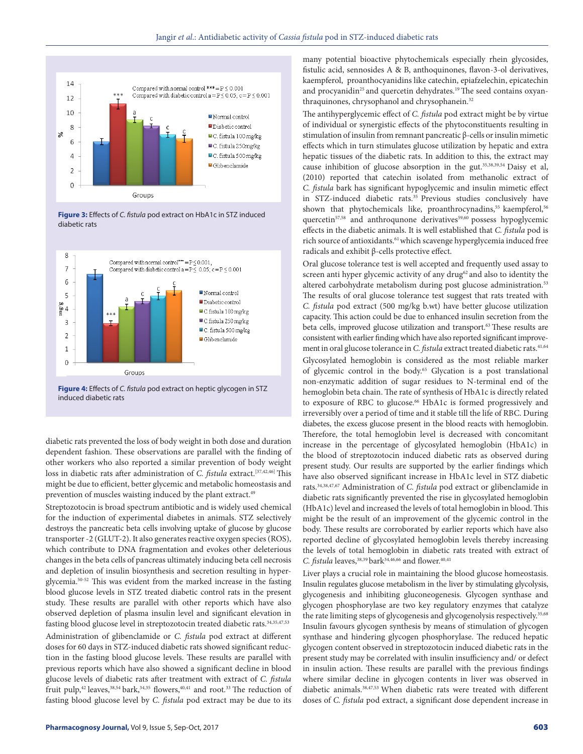**Figure 3:** Effects of *C. fistula* pod extract on HbA1c in STZ induced diabetic rats

**Figure 4:** Effects of *C. fistula* pod extract on heptic glycogen in STZ induced diabetic rats

diabetic rats prevented the loss of body weight in both dose and duration dependent fashion. These observations are parallel with the finding of other workers who also reported a similar prevention of body weight loss in diabetic rats after administration of *C. fistula* extract.[37,42,46] This might be due to efficient, better glycemic and metabolic homeostasis and prevention of muscles waisting induced by the plant extract.[49]

Streptozotocin is broad spectrum antibiotic and is widely used chemical for the induction of experimental diabetes in animals. STZ selectively destroys the pancreatic beta cells involving uptake of glucose by glucose transporter -2 (GLUT-2). It also generates reactive oxygen species (ROS), which contribute to DNA fragmentation and evokes other deleterious changes in the beta cells of pancreas ultimately inducing beta cell necrosis and depletion of insulin biosynthesis and secretion resulting in hyperglycemia.[50-52] This was evident from the marked increase in the fasting blood glucose levels in STZ treated diabetic control rats in the present study. These results are parallel with other reports which have also observed depletion of plasma insulin level and significant elevation in fasting blood glucose level in streptozotocin treated diabetic rats.[34,35,47,53]

Administration of glibenclamide or *C. fistula* pod extract at different doses for 60 days in STZ-induced diabetic rats showed significant reduction in the fasting blood glucose levels. These results are parallel with previous reports which have also showed a significant decline in blood glucose levels of diabetic rats after treatment with extract of *C. fistula* fruit pulp,[42] leaves,[38,54] bark,[34,35] flowers,[40,41] and root.[33] The reduction of fasting blood glucose level by *C. fistula* pod extract may be due to its many potential bioactive phytochemicals especially rhein glycosides, fistulic acid, sennosides A & B, anthoquinones, flavon-3-ol derivatives, kaempferol, proanthocyanidins like catechin, epiafzelechin, epicatechin and procyanidin[25] and quercetin dehydrates.[19] The seed contains oxyanthraquinones, chrysophanol and chrysophanein.[32]

The antihyperglycemic effect of *C. fistula* pod extract might be by virtue of individual or synergistic effects of the phytoconstituents resulting in stimulation of insulin from remnant pancreatic β-cells or insulin mimetic effects which in turn stimulates glucose utilization by hepatic and extra hepatic tissues of the diabetic rats. In addition to this, the extract may cause inhibition of glucose absorption in the gut.[35,38,39,54] Daisy et al, (2010) reported that catechin isolated from methanolic extract of *C. fistula* bark has significant hypoglycemic and insulin mimetic effect in STZ-induced diabetic rats.[35] Previous studies conclusively have shown that phytochemicals like, proanthrocynadins,[55] kaempferol,[56] quercetin[57,58] and anthroqunone derivatives[59,60] possess hypoglycemic effects in the diabetic animals. It is well established that *C. fistula* pod is rich source of antioxidants.[61] which scavenge hyperglycemia induced free radicals and exhibit β-cells protective effect.

Oral glucose tolerance test is well accepted and frequently used assay to screen anti hyper glycemic activity of any drug[62] and also to identity the altered carbohydrate metabolism during post glucose administration.[53] The results of oral glucose tolerance test suggest that rats treated with *C. fistula* pod extract (500 mg/kg b.wt) have better glucose utilization capacity. This action could be due to enhanced insulin secretion from the beta cells, improved glucose utilization and transport.[63] These results are consistent with earlier finding which have also reported significant improvement in oral glucose tolerance in *C. fistula* extract treated diabetic rats.[41,64]

Glycosylated hemoglobin is considered as the most reliable marker of glycemic control in the body.[65] Glycation is a post translational non-enzymatic addition of sugar residues to N-terminal end of the hemoglobin beta chain. The rate of synthesis of HbA1c is directly related to exposure of RBC to glucose.[66] HbA1c is formed progressively and irreversibly over a period of time and it stable till the life of RBC. During diabetes, the excess glucose present in the blood reacts with hemoglobin. Therefore, the total hemoglobin level is decreased with concomitant increase in the percentage of glycosylated hemoglobin (HbA1c) in the blood of streptozotocin induced diabetic rats as observed during present study. Our results are supported by the earlier findings which have also observed significant increase in HbA1c level in STZ diabetic rats.[34,38,47,67] Administration of *C. fistula* pod extract or glibenclamide in diabetic rats significantly prevented the rise in glycosylated hemoglobin (HbA1c) level and increased the levels of total hemoglobin in blood. This might be the result of an improvement of the glycemic control in the body. These results are corroborated by earlier reports which have also reported decline of glycosylated hemoglobin levels thereby increasing the levels of total hemoglobin in diabetic rats treated with extract of *C. fistula* leaves,[38,39] bark[34,46,66] and flower.[40,41]

Liver plays a crucial role in maintaining the blood glucose homeostasis. Insulin regulates glucose metabolism in the liver by stimulating glycolysis, glycogenesis and inhibiting gluconeogenesis. Glycogen synthase and glycogen phosphorylase are two key regulatory enzymes that catalyze the rate limiting steps of glycogenesis and glycogenolysis respectively.[35,68] Insulin favours glycogen synthesis by means of stimulation of glycogen synthase and hindering glycogen phosphorylase. The reduced hepatic glycogen content observed in streptozotocin induced diabetic rats in the present study may be correlated with insulin insufficiency and/ or defect in insulin action. These results are parallel with the previous findings where similar decline in glycogen contents in liver was observed in diabetic animals.[38,47,53] When diabetic rats were treated with different doses of *C. fistula* pod extract, a significant dose dependent increase in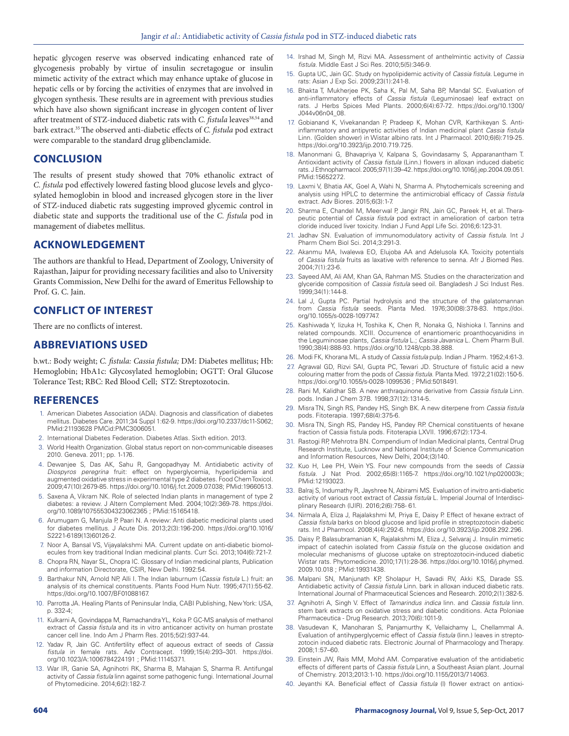hepatic glycogen reserve was observed indicating enhanced rate of glycogenesis probably by virtue of insulin secretagogue or insulin mimetic activity of the extract which may enhance uptake of glucose in hepatic cells or by forcing the activities of enzymes that are involved in glycogen synthesis. These results are in agreement with previous studies which have also shown significant increase in glycogen content of liver after treatment of STZ-induced diabetic rats with *C. fistula* leaves[38,54] and bark extract.[35] The observed anti-diabetic effects of *C. fistula* pod extract were comparable to the standard drug glibenclamide.

## CONCLUSION

The results of present study showed that 70% ethanolic extract of *C. fistula* pod effectively lowered fasting blood glucose levels and glycosylated hemoglobin in blood and increased glycogen store in the liver of STZ-induced diabetic rats suggesting improved glycemic control in diabetic state and supports the traditional use of the *C. fistula* pod in management of diabetes mellitus.

## ACKNOWLEDGEMENT

The authors are thankful to Head, Department of Zoology, University of Rajasthan, Jaipur for providing necessary facilities and also to University Grants Commission, New Delhi for the award of Emeritus Fellowship to Prof. G. C. Jain.

## CONFLICT OF INTEREST

There are no conflicts of interest.

## ABBREVIATIONS USED

b.wt.: Body weight; *C. fistula: Cassia fistula;* DM: Diabetes mellitus; Hb: Hemoglobin; HbA1c: Glycosylated hemoglobin; OGTT: Oral Glucose Tolerance Test; RBC: Red Blood Cell; STZ: Streptozotocin.

## REFERENCES

1. American Diabetes Association (ADA). Diagnosis and classification of diabetes mellitus. Diabetes Care. 2011;34 Suppl 1:62-9. https://doi.org/10.2337/dc11-S062; PMid:21193628 PMCid:PMC3006051.
2. International Diabetes Federation. Diabetes Atlas. Sixth edition. 2013.
3. World Health Organization. Global status report on non-communicable diseases 2010. Geneva. 2011; pp. 1-176.
4. Dewanjee S, Das AK, Sahu R, Gangopadhyay M. Antidiabetic activity of *Diospyros peregrina* fruit: effect on hyperglycemia, hyperlipidemia and augmented oxidative stress in experimental type 2 diabetes. Food Chem Toxicol. 2009;47(10):2679-85. https://doi.org/10.1016/j.fct.2009.07.038; PMid:19660513.
5. Saxena A, Vikram NK. Role of selected Indian plants in management of type 2 diabetes: a review. J Altern Complement Med. 2004;10(2):369-78. https://doi.org/10.1089/107555304323062365 ; PMid:15165418.
6. Arumugam G, Manjula P, Paari N. A review: Anti diabetic medicinal plants used for diabetes mellitus. J Acute Dis. 2013;2(3):196-200. https://doi.org/10.1016/S2221-6189(13)60126-2.
7. Noor A, Bansal VS, Vijayalakshmi MA. Current update on anti-diabetic biomolecules from key traditional Indian medicinal plants. Curr Sci. 2013;104(6):721-7.
8. Chopra RN, Nayar SL, Chopra IC. Glossary of Indian medicinal plants, Publication and information Directorate, CSIR, New Delhi. 1992:54.
9. Barthakur NN, Arnold NP, Alli I. The Indian laburnum (*Cassia fistula* L.) fruit: an analysis of its chemical constituents. Plants Food Hum Nutr. 1995;47(1):55-62. https://doi.org/10.1007/BF01088167.
10. Parrotta JA. Healing Plants of Peninsular India, CABI Publishing, New York: USA, p. 332-4;
11. Kulkarni A, Govindappa M, Ramachandra YL, Koka P. GC-MS analysis of methanol extract of *Cassia fistula* and its in vitro anticancer activity on human prostate cancer cell line. Indo Am J Pharm Res. 2015;5(2):937-44.
12. Yadav R, Jain GC. Antifertility effect of aqueous extract of seeds of *Cassia fistula* in female rats. Adv Contracept. 1999;15(4):293–301. https://doi.org/10.1023/A:1006784224191 ; PMid:11145371.
13. War IR, Ganie SA, Agnihotri RK, Sharma B, Mahajan S, Sharma R. Antifungal activity of *Cassia fistula* linn against some pathogenic fungi. International Journal of Phytomedicine. 2014;6(2):182-7.
14. Irshad M, Singh M, Rizvi MA. Assessment of anthelmintic activity of *Cassia fistula*. Middle East J Sci Res. 2010;5(5):346-9.
15. Gupta UC, Jain GC. Study on hypolipidemic activity of *Cassia fistula*. Legume in rats: Asian J Exp Sci. 2009;23(1):241-8.
16. Bhakta T, Mukherjee PK, Saha K, Pal M, Saha BP, Mandal SC. Evaluation of anti-inflammatory effects of *Cassia fistula* (Leguminosae) leaf extract on rats. J Herbs Spices Med Plants. 2000;6(4):67-72. https://doi.org/10.1300/J044v06n04_08.
17. Gobianand K, Vivekanandan P, Pradeep K, Mohan CVR, Karthikeyan S. Anti-inflammatory and antipyretic activities of Indian medicinal plant *Cassia fistula* Linn. (Golden shower) in Wistar albino rats. Int J Pharmacol. 2010;6(6):719-25. https://doi.org/10.3923/ijp.2010.719.725.
18. Manonmani G, Bhavapriya V, Kalpana S, Govindasamy S, Apparanantham T. Antioxidant activity of *Cassia fistula* (Linn.) flowers in alloxan induced diabetic rats. J Ethnopharmacol. 2005;97(1):39–42. https://doi.org/10.1016/j.jep.2004.09.051. PMid:15652272.
19. Laxmi V, Bhatia AK, Goel A, Wahi N, Sharma A. Phytochemicals screening and analysis using HPLC to determine the antimicrobial efficacy of *Cassia fistula* extract. Adv Biores. 2015;6(3):1-7.
20. Sharma E, Chandel M, Meerwal P, Jangir RN, Jain GC, Pareek H, et al. Therapeutic potential of *Cassia fistula* pod extract in amelioration of carbon tetra cloride induced liver toxicity. Indian J Fund Appl Life Sci. 2016;6:123-31.
21. Jadhav SN. Evaluation of immunomodulatory activity of *Cassia fistula*. Int J Pharm Chem Biol Sci. 2014;3:291-3.
22. Akanmu MA, Iwalewa EO, Elujoba AA and Adelusola KA. Toxicity potentials of *Cassia fistula* fruits as laxative with reference to senna. Afr J Biomed Res. 2004;7(1):23-6.
23. Sayeed AM, Ali AM, Khan GA, Rahman MS. Studies on the characterization and glyceride composition of *Cassia fistula* seed oil. Bangladesh J Sci Indust Res. 1999;34(1):144-8.
24. Lal J, Gupta PC. Partial hydrolysis and the structure of the galatomannan from *Cassia fistula* seeds. Planta Med. 1976;30(08):378-83. https://doi.org/10.1055/s-0028-1097747.
25. Kashiwada Y, Iizuka H, Toshika K, Chen R, Nonaka G, Nishioka I. Tannins and related compounds. XCIII. Occurrence of enantiomeric proanthocyanidins in the Leguminosae plants, *Cassia fistula* L.; *Cassia Javanica* L. Chem Pharm Bull. 1990;38(4):888-93. https://doi.org/10.1248/cpb.38.888.
26. Modi FK, Khorana ML. A study of *Cassia fistula* pulp. Indian J Pharm. 1952;4:61-3.
27. Agrawal GD, Rizvi SAI, Gupta PC, Tewari JD. Structure of fistulic acid a new colouring matter from the pods of *Cassia fistula*. Planta Med. 1972;21(02):150-5. https://doi.org/10.1055/s-0028-1099536 ; PMid:5018491.
28. Rani M, Kalidhar SB. A new anthraquinone derivative from *Cassia fistula* Linn. pods. Indian J Chem 37B. 1998;37(12):1314-5.
29. Misra TN, Singh RS, Pandey HS, Singh BK. A new diterpene from *Cassia fistula* pods. Fitoterapia. 1997;68(4):375-6.
30. Misra TN, Singh RS, Pandey HS, Pandey RP. Chemical constituents of hexane fraction of Cassia fistula pods. Fitoterapia LXVII. 1996;67(2):173-4.
31. Rastogi RP, Mehrotra BN. Compendium of Indian Medicinal plants, Central Drug Research Institute, Lucknow and National Institute of Science Communication and Information Resources, New Delhi, 2004;(3)140.
32. Kuo H, Lee PH, Wein YS. Four new compounds from the seeds of *Cassia fistula*. J Nat Prod. 2002;65(8):1165-7. https://doi.org/10.1021/np020003k; PMid:12193023.
33. Balraj S, Indumathy R, Jayshree N, Abirami MS. Evaluation of invitro anti-diabetic activity of various root extract of *Cassia fistula* L. Imperial Journal of Interdisciplinary Research (IJIR). 2016;2(6):758- 61.
34. Nirmala A, Eliza J, Rajalakshmi M, Priya E, Daisy P. Effect of hexane extract of *Cassia fistula* barks on blood glucose and lipid profile in streptozotocin diabetic rats. Int J Pharmcol. 2008;4(4):292-6. https://doi.org/10.3923/ijp.2008.292.296.
35. Daisy P, Balasubramanian K, Rajalakshmi M, Eliza J, Selvaraj J. Insulin mimetic impact of catechin isolated from *Cassia fistula* on the glucose oxidation and molecular mechanisms of glucose uptake on streptozotocin-induced diabetic Wistar rats. Phytomedicine. 2010;17(1):28-36. https://doi.org/10.1016/j.phymed.2009.10.018 ; PMid:19931438.
36. Malpani SN, Manjunath KP, Sholapur H, Savadi RV, Akki KS, Darade SS. Antidiabetic activity of *Cassia fistula* Linn. bark in alloxan induced diabetic rats. International Journal of Pharmaceutical Sciences and Research. 2010;2(1):382-5.
37. Agnihotri A, Singh V. Effect of *Tamarindus indica* linn. and *Cassia fistula* linn. stem bark extracts on oxidative stress and diabetic conditions. Acta Poloniae Pharmaceutica - Drug Research. 2013;70(6):1011-9.
38. Vasudevan K, Manoharan S, Panjamurthy K, Vellaichamy L, Chellammal A. Evaluation of antihyperglycemic effect of *Cassia fistula* (linn.) leaves in streptozotocin induced diabetic rats. Electronic Journal of Pharmacology and Therapy. 2008;1:57–60.
39. Einstein JW, Rais MM, Mohd AM. Comparative evaluation of the antidiabetic effects of different parts of *Cassia fistula* Linn, a Southeast Asian plant. Journal of Chemistry. 2013;2013:1-10. https://doi.org/10.1155/2013/714063.
40. Jeyanthi KA. Beneficial effect of *Cassia fistula* (l) flower extract on antioxi-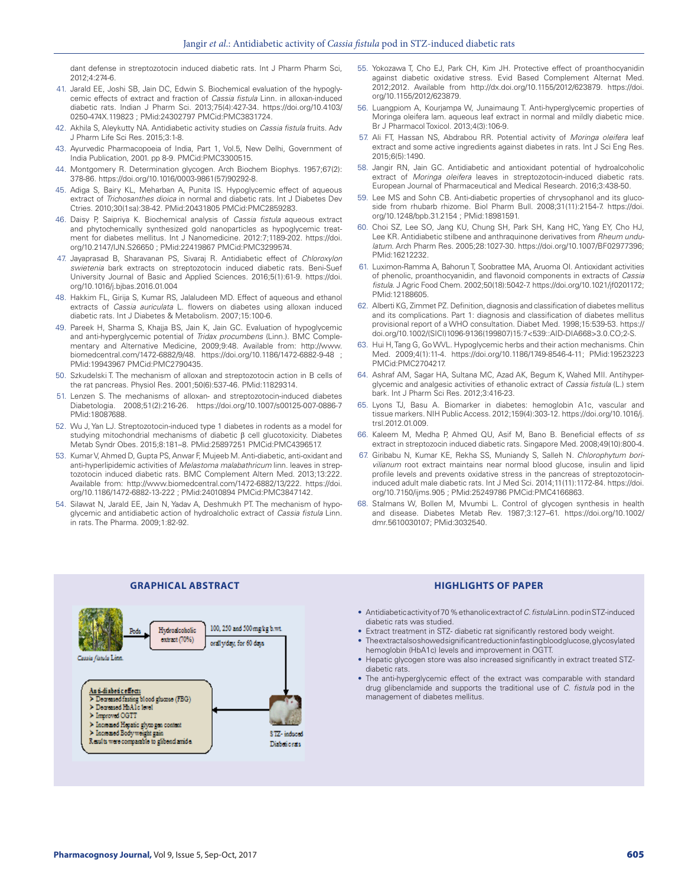dant defense in streptozotocin induced diabetic rats. Int J Pharm Pharm Sci, 2012;4:274-6.

41. Jarald EE, Joshi SB, Jain DC, Edwin S. Biochemical evaluation of the hypoglycemic effects of extract and fraction of *Cassia fistula* Linn. in alloxan-induced diabetic rats. Indian J Pharm Sci. 2013;75(4):427-34. https://doi.org/10.4103/0250-474X.119823 ; PMid:24302797 PMCid:PMC3831724.
42. Akhila S, Aleykutty NA. Antidiabetic activity studies on *Cassia fistula* fruits. Adv J Pharm Life Sci Res. 2015;3:1-8.
43. Ayurvedic Pharmacopoeia of India, Part 1, Vol.5, New Delhi, Government of India Publication, 2001. pp 8-9. PMCid:PMC3300515.
44. Montgomery R. Determination glycogen. Arch Biochem Biophys. 1957;67(2):378-86. https://doi.org/10.1016/0003-9861(57)90292-8.
45. Adiga S, Bairy KL, Meharban A, Punita IS. Hypoglycemic effect of aqueous extract of *Trichosanthes dioica* in normal and diabetic rats. Int J Diabetes Dev Ctries. 2010;30(1sa):38-42. PMid:20431805 PMCid:PMC2859283.
46. Daisy P, Saipriya K. Biochemical analysis of *Cassia fistula* aqueous extract and phytochemically synthesized gold nanoparticles as hypoglycemic treatment for diabetes mellitus. Int J Nanomedicine. 2012:7;1189-202. https://doi.org/10.2147/IJN.S26650 ; PMid:22419867 PMCid:PMC3299574.
47. Jayaprasad B, Sharavanan PS, Sivaraj R. Antidiabetic effect of *Chloroxylon swietenia* bark extracts on streptozotocin induced diabetic rats. Beni-Suef University Journal of Basic and Applied Sciences. 2016;5(1):61-9. https://doi.org/10.1016/j.bjbas.2016.01.004
48. Hakkim FL, Girija S, Kumar RS, Jalaludeen MD. Effect of aqueous and ethanol extracts of *Cassia auriculata* L. flowers on diabetes using alloxan induced diabetic rats. Int J Diabetes & Metabolism. 2007;15:100-6.
49. Pareek H, Sharma S, Khajja BS, Jain K, Jain GC. Evaluation of hypoglycemic and anti-hyperglycemic potential of *Tridax procumbens* (Linn.). BMC Complementary and Alternative Medicine, 2009;9:48. Available from: http://www.biomedcentral.com/1472-6882/9/48. https://doi.org/10.1186/1472-6882-9-48 ; PMid:19943967 PMCid:PMC2790435.
50. Szkudelski T. The mechanism of alloxan and streptozotocin action in B cells of the rat pancreas. Physiol Res. 2001;50(6):537-46. PMid:11829314.
51. Lenzen S. The mechanisms of alloxan- and streptozotocin-induced diabetes Diabetologia. 2008;51(2):216-26. https://doi.org/10.1007/s00125-007-0886-7 PMid:18087688.
52. Wu J, Yan LJ. Streptozotocin-induced type 1 diabetes in rodents as a model for studying mitochondrial mechanisms of diabetic β cell glucotoxicity. Diabetes Metab Syndr Obes. 2015;8:181–8. PMid:25897251 PMCid:PMC4396517.
53. Kumar V, Ahmed D, Gupta PS, Anwar F, Mujeeb M. Anti-diabetic, anti-oxidant and anti-hyperlipidemic activities of *Melastoma malabathricum* linn. leaves in streptozotocin induced diabetic rats. BMC Complement Altern Med. 2013;13:222. Available from: http://www.biomedcentral.com/1472-6882/13/222. https://doi.org/10.1186/1472-6882-13-222 ; PMid:24010894 PMCid:PMC3847142.
54. Silawat N, Jarald EE, Jain N, Yadav A, Deshmukh PT. The mechanism of hypoglycemic and antidiabetic action of hydroalcholic extract of *Cassia fistula* Linn. in rats. The Pharma. 2009;1:82-92.
55. Yokozawa T, Cho EJ, Park CH, Kim JH. Protective effect of proanthocyanidin against diabetic oxidative stress. Evid Based Complement Alternat Med. 2012;2012. Available from http://dx.doi.org/10.1155/2012/623879. https://doi.org/10.1155/2012/623879.
56. Luangpiom A, Kourjampa W, Junaimaung T. Anti-hyperglycemic properties of Moringa oleifera lam. aqueous leaf extract in normal and mildly diabetic mice. Br J Pharmacol Toxicol. 2013;4(3):106-9.
57. Ali FT, Hassan NS, Abdrabou RR. Potential activity of *Moringa oleifera* leaf extract and some active ingredients against diabetes in rats. Int J Sci Eng Res. 2015;6(5):1490.
58. Jangir RN, Jain GC. Antidiabetic and antioxidant potential of hydroalcoholic extract of *Moringa oleifera* leaves in streptozotocin-induced diabetic rats. European Journal of Pharmaceutical and Medical Research. 2016;3:438-50.
59. Lee MS and Sohn CB. Anti-diabetic properties of chrysophanol and its glucoside from rhubarb rhizome. Biol Pharm Bull. 2008;31(11):2154-7. https://doi.org/10.1248/bpb.31.2154 ; PMid:18981591.
60. Choi SZ, Lee SO, Jang KU, Chung SH, Park SH, Kang HC, Yang EY, Cho HJ, Lee KR. Antidiabetic stilbene and anthraquinone derivatives from *Rheum undulatum*. Arch Pharm Res. 2005;28:1027-30. https://doi.org/10.1007/BF02977396; PMid:16212232.
61. Luximon-Ramma A, Bahorun T, Soobrattee MA, Aruoma OI. Antioxidant activities of phenolic, proanthocyanidin, and flavonoid components in extracts of *Cassia fistula*. J Agric Food Chem. 2002;50(18):5042-7. https://doi.org/10.1021/jf0201172; PMid:12188605.
62. Alberti KG, Zimmet PZ. Definition, diagnosis and classification of diabetes mellitus and its complications. Part 1: diagnosis and classification of diabetes mellitus provisional report of a WHO consultation. Diabet Med. 1998;15:539-53. https://doi.org/10.1002/(SICI)1096-9136(199807)15:7<539::AID-DIA668>3.0.CO;2-S.
63. Hui H, Tang G, Go WVL. Hypoglycemic herbs and their action mechanisms. Chin Med. 2009;4(1):11-4. https://doi.org/10.1186/1749-8546-4-11; PMid:19523223 PMCid:PMC2704217.
64. Ashraf AM, Sagar HA, Sultana MC, Azad AK, Begum K, Wahed MII. Antihyperglycemic and analgesic activities of ethanolic extract of *Cassia fistula* (L.) stem bark. Int J Pharm Sci Res. 2012;3:416-23.
65. Lyons TJ, Basu A. Biomarker in diabetes: hemoglobin A1c, vascular and tissue markers. NIH Public Access. 2012;159(4):303-12. https://doi.org/10.1016/j.trsl.2012.01.009.
66. Kaleem M, Medha P, Ahmed QU, Asif M, Bano B. Beneficial effects of *ss* extract in streptozocin induced diabetic rats. Singapore Med. 2008;49(10):800-4.
67. Giribabu N, Kumar KE, Rekha SS, Muniandy S, Salleh N. *Chlorophytum borivilianum* root extract maintains near normal blood glucose, insulin and lipid profile levels and prevents oxidative stress in the pancreas of streptozotocin-induced adult male diabetic rats. Int J Med Sci. 2014;11(11):1172-84. https://doi.org/10.7150/ijms.905 ; PMid:25249786 PMCid:PMC4166863.
68. Stalmans W, Bollen M, Mvumbi L. Control of glycogen synthesis in health and disease. Diabetes Metab Rev. 1987;3:127–61. https://doi.org/10.1002/dmr.5610030107; PMid:3032540.

## GRAPHICAL ABSTRACT

## HIGHLIGHTS OF PAPER

- Antidiabetic activity of 70 % ethanolic extract of *C. fistula* Linn. pod in STZ-induced diabetic rats was studied.
- Extract treatment in STZ- diabetic rat significantly restored body weight.
- The extract also showed significant reduction in fasting blood glucose, glycosylated hemoglobin (HbA1c) levels and improvement in OGTT.
- Hepatic glycogen store was also increased significantly in extract treated STZ-diabetic rats.
- The anti-hyperglycemic effect of the extract was comparable with standard drug glibenclamide and supports the traditional use of *C. fistula* pod in the management of diabetes mellitus.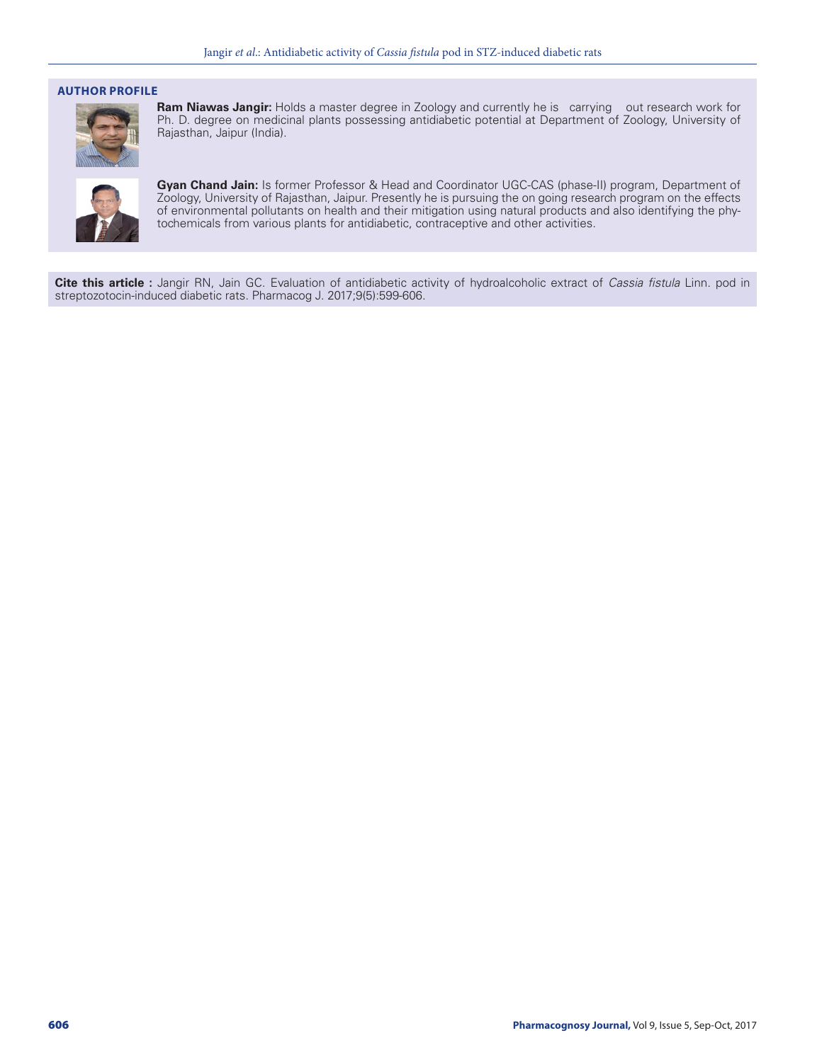## AUTHOR PROFILE

**Ram Niawas Jangir:** Holds a master degree in Zoology and currently he is carrying out research work for Ph. D. degree on medicinal plants possessing antidiabetic potential at Department of Zoology, University of Rajasthan, Jaipur (India).

**Gyan Chand Jain:** Is former Professor & Head and Coordinator UGC-CAS (phase-II) program, Department of Zoology, University of Rajasthan, Jaipur. Presently he is pursuing the on going research program on the effects of environmental pollutants on health and their mitigation using natural products and also identifying the phytochemicals from various plants for antidiabetic, contraceptive and other activities.

**Cite this article :** Jangir RN, Jain GC. Evaluation of antidiabetic activity of hydroalcoholic extract of *Cassia fistula* Linn. pod in streptozotocin-induced diabetic rats. Pharmacog J. 2017;9(5):599-606.